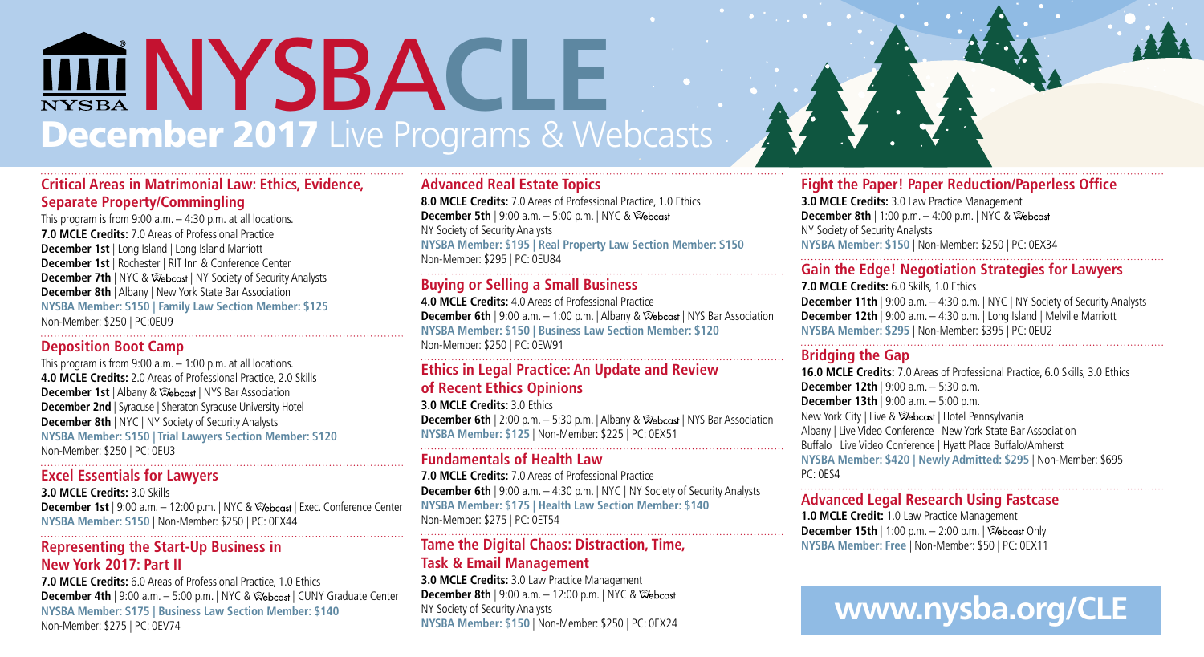# NYSBA CLE

## December 2017 Live Programs & Webcasts

### Critical Areas in Matrimonial Law: Ethics, Evidence, Separate Property/Commingling

This program is from 9:00 a.m. – 4:30 p.m. at all locations.
**7.0 MCLE Credits:** 7.0 Areas of Professional Practice
**December 1st** | Long Island | Long Island Marriott
**December 1st** | Rochester | RIT Inn & Conference Center
**December 7th** | NYC & Webcast | NY Society of Security Analysts
**December 8th** | Albany | New York State Bar Association
**NYSBA Member: $150 | Family Law Section Member: $125**
Non-Member: $250 | PC:0EU9

### Deposition Boot Camp

This program is from 9:00 a.m. – 1:00 p.m. at all locations.
**4.0 MCLE Credits:** 2.0 Areas of Professional Practice, 2.0 Skills
**December 1st** | Albany & Webcast | NYS Bar Association
**December 2nd** | Syracuse | Sheraton Syracuse University Hotel
**December 8th** | NYC | NY Society of Security Analysts
**NYSBA Member: $150 | Trial Lawyers Section Member: $120**
Non-Member: $250 | PC: 0EU3

### Excel Essentials for Lawyers

**3.0 MCLE Credits:** 3.0 Skills
**December 1st** | 9:00 a.m. – 12:00 p.m. | NYC & Webcast | Exec. Conference Center
**NYSBA Member: $150** | Non-Member: $250 | PC: 0EX44

### Representing the Start-Up Business in New York 2017: Part II

**7.0 MCLE Credits:** 6.0 Areas of Professional Practice, 1.0 Ethics
**December 4th** | 9:00 a.m. – 5:00 p.m. | NYC & Webcast | CUNY Graduate Center
**NYSBA Member: $175 | Business Law Section Member: $140**
Non-Member: $275 | PC: 0EV74

### Advanced Real Estate Topics

**8.0 MCLE Credits:** 7.0 Areas of Professional Practice, 1.0 Ethics
**December 5th** | 9:00 a.m. – 5:00 p.m. | NYC & Webcast
NY Society of Security Analysts
**NYSBA Member: $195 | Real Property Law Section Member: $150**
Non-Member: $295 | PC: 0EU84

### Buying or Selling a Small Business

**4.0 MCLE Credits:** 4.0 Areas of Professional Practice
**December 6th** | 9:00 a.m. – 1:00 p.m. | Albany & Webcast | NYS Bar Association
**NYSBA Member: $150 | Business Law Section Member: $120**
Non-Member: $250 | PC: 0EW91

### Ethics in Legal Practice: An Update and Review of Recent Ethics Opinions

**3.0 MCLE Credits:** 3.0 Ethics
**December 6th** | 2:00 p.m. – 5:30 p.m. | Albany & Webcast | NYS Bar Association
**NYSBA Member: $125** | Non-Member: $225 | PC: 0EX51

### Fundamentals of Health Law

**7.0 MCLE Credits:** 7.0 Areas of Professional Practice
**December 6th** | 9:00 a.m. – 4:30 p.m. | NYC | NY Society of Security Analysts
**NYSBA Member: $175 | Health Law Section Member: $140**
Non-Member: $275 | PC: 0ET54

### Tame the Digital Chaos: Distraction, Time, Task & Email Management

**3.0 MCLE Credits:** 3.0 Law Practice Management
**December 8th** | 9:00 a.m. – 12:00 p.m. | NYC & Webcast
NY Society of Security Analysts
**NYSBA Member: $150** | Non-Member: $250 | PC: 0EX24

### Fight the Paper! Paper Reduction/Paperless Office

**3.0 MCLE Credits:** 3.0 Law Practice Management
**December 8th** | 1:00 p.m. – 4:00 p.m. | NYC & Webcast
NY Society of Security Analysts
**NYSBA Member: $150** | Non-Member: $250 | PC: 0EX34

### Gain the Edge! Negotiation Strategies for Lawyers

**7.0 MCLE Credits:** 6.0 Skills, 1.0 Ethics
**December 11th** | 9:00 a.m. – 4:30 p.m. | NYC | NY Society of Security Analysts
**December 12th** | 9:00 a.m. – 4:30 p.m. | Long Island | Melville Marriott
**NYSBA Member: $295** | Non-Member: $395 | PC: 0EU2

### Bridging the Gap

**16.0 MCLE Credits:** 7.0 Areas of Professional Practice, 6.0 Skills, 3.0 Ethics
**December 12th** | 9:00 a.m. – 5:30 p.m.
**December 13th** | 9:00 a.m. – 5:00 p.m.
New York City | Live & Webcast | Hotel Pennsylvania
Albany | Live Video Conference | New York State Bar Association
Buffalo | Live Video Conference | Hyatt Place Buffalo/Amherst
**NYSBA Member: $420 | Newly Admitted: $295** | Non-Member: $695
PC: 0ES4

### Advanced Legal Research Using Fastcase

**1.0 MCLE Credit:** 1.0 Law Practice Management
**December 15th** | 1:00 p.m. – 2:00 p.m. | Webcast Only
**NYSBA Member: Free** | Non-Member: $50 | PC: 0EX11

**www.nysba.org/CLE**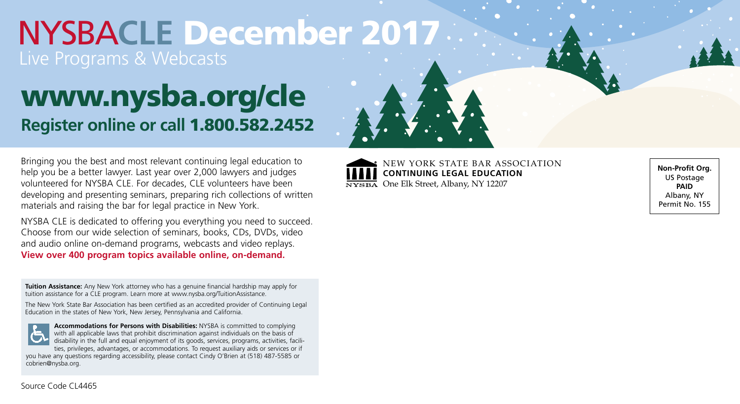# NYSBACLE December 2017

Live Programs & Webcasts

## www.nysba.org/cle

### Register online or call 1.800.582.2452

Bringing you the best and most relevant continuing legal education to help you be a better lawyer. Last year over 2,000 lawyers and judges volunteered for NYSBA CLE. For decades, CLE volunteers have been developing and presenting seminars, preparing rich collections of written materials and raising the bar for legal practice in New York.

NYSBA CLE is dedicated to offering you everything you need to succeed. Choose from our wide selection of seminars, books, CDs, DVDs, video and audio online on-demand programs, webcasts and video replays. **View over 400 program topics available online, on-demand.**

**Tuition Assistance:** Any New York attorney who has a genuine financial hardship may apply for tuition assistance for a CLE program. Learn more at www.nysba.org/TuitionAssistance.

The New York State Bar Association has been certified as an accredited provider of Continuing Legal Education in the states of New York, New Jersey, Pennsylvania and California.

**Accommodations for Persons with Disabilities:** NYSBA is committed to complying with all applicable laws that prohibit discrimination against individuals on the basis of disability in the full and equal enjoyment of its goods, services, programs, activities, facilities, privileges, advantages, or accommodations. To request auxiliary aids or services or if you have any questions regarding accessibility, please contact Cindy O'Brien at (518) 487-5585 or cobrien@nysba.org.

Source Code CL4465

NEW YORK STATE BAR ASSOCIATION
**CONTINUING LEGAL EDUCATION**
NYSBA One Elk Street, Albany, NY 12207

**Non-Profit Org.**
US Postage
**PAID**
Albany, NY
Permit No. 155